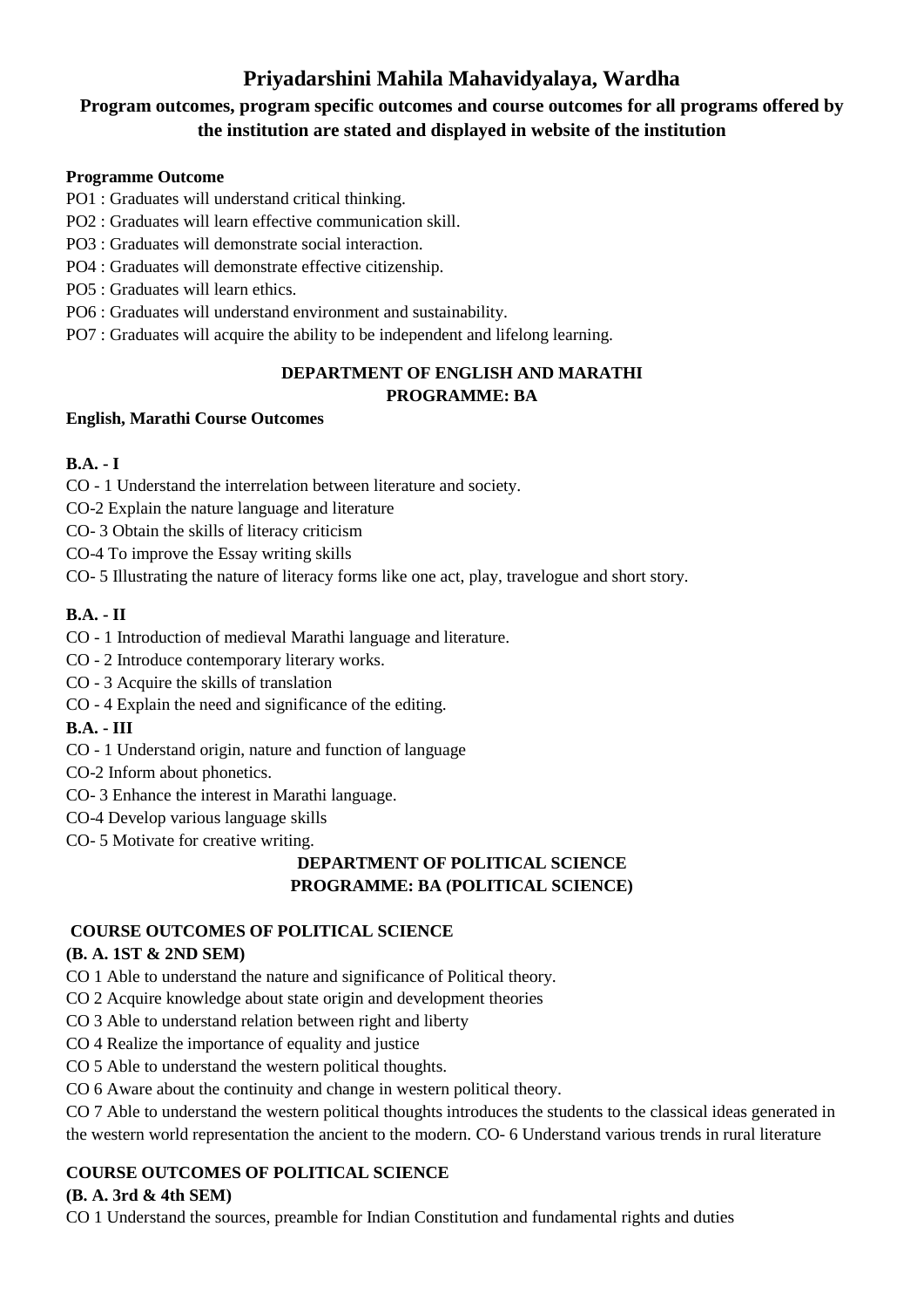# Priyadarshini Mahila Mahavidyalaya, Wardha

## Program outcomes, program specific outcomes and course outcomes for all programs offered by the institution are stated and displayed in website of the institution

**Programme Outcome**

PO1 : Graduates will understand critical thinking.

PO2 : Graduates will learn effective communication skill.

PO3 : Graduates will demonstrate social interaction.

PO4 : Graduates will demonstrate effective citizenship.

PO5 : Graduates will learn ethics.

PO6 : Graduates will understand environment and sustainability.

PO7 : Graduates will acquire the ability to be independent and lifelong learning.

### DEPARTMENT OF ENGLISH AND MARATHI
### PROGRAMME: BA

**English, Marathi Course Outcomes**

**B.A. - I**

CO - 1 Understand the interrelation between literature and society.

CO-2 Explain the nature language and literature

CO- 3 Obtain the skills of literacy criticism

CO-4 To improve the Essay writing skills

CO- 5 Illustrating the nature of literacy forms like one act, play, travelogue and short story.

**B.A. - II**

CO - 1 Introduction of medieval Marathi language and literature.

CO - 2 Introduce contemporary literary works.

CO - 3 Acquire the skills of translation

CO - 4 Explain the need and significance of the editing.

**B.A. - III**

CO - 1 Understand origin, nature and function of language

CO-2 Inform about phonetics.

CO- 3 Enhance the interest in Marathi language.

CO-4 Develop various language skills

CO- 5 Motivate for creative writing.

### DEPARTMENT OF POLITICAL SCIENCE
### PROGRAMME: BA (POLITICAL SCIENCE)

**COURSE OUTCOMES OF POLITICAL SCIENCE**

**(B. A. 1ST & 2ND SEM)**

CO 1 Able to understand the nature and significance of Political theory.

CO 2 Acquire knowledge about state origin and development theories

CO 3 Able to understand relation between right and liberty

CO 4 Realize the importance of equality and justice

CO 5 Able to understand the western political thoughts.

CO 6 Aware about the continuity and change in western political theory.

CO 7 Able to understand the western political thoughts introduces the students to the classical ideas generated in the western world representation the ancient to the modern. CO- 6 Understand various trends in rural literature

**COURSE OUTCOMES OF POLITICAL SCIENCE**

**(B. A. 3rd & 4th SEM)**

CO 1 Understand the sources, preamble for Indian Constitution and fundamental rights and duties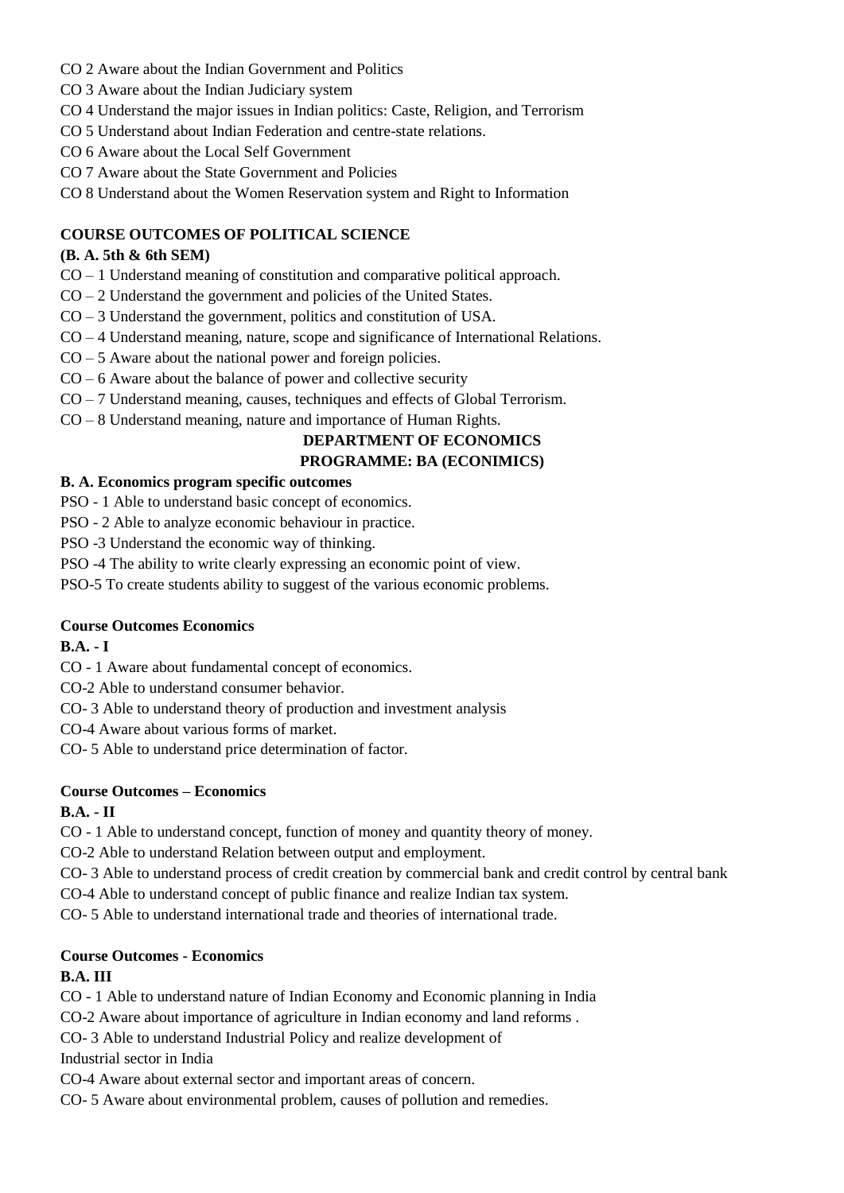CO 2 Aware about the Indian Government and Politics

CO 3 Aware about the Indian Judiciary system

CO 4 Understand the major issues in Indian politics: Caste, Religion, and Terrorism

CO 5 Understand about Indian Federation and centre-state relations.

CO 6 Aware about the Local Self Government

CO 7 Aware about the State Government and Policies

CO 8 Understand about the Women Reservation system and Right to Information

**COURSE OUTCOMES OF POLITICAL SCIENCE**

**(B. A. 5th & 6th SEM)**

CO – 1 Understand meaning of constitution and comparative political approach.

CO – 2 Understand the government and policies of the United States.

CO – 3 Understand the government, politics and constitution of USA.

CO – 4 Understand meaning, nature, scope and significance of International Relations.

CO – 5 Aware about the national power and foreign policies.

CO – 6 Aware about the balance of power and collective security

CO – 7 Understand meaning, causes, techniques and effects of Global Terrorism.

CO – 8 Understand meaning, nature and importance of Human Rights.

**DEPARTMENT OF ECONOMICS**

**PROGRAMME: BA (ECONIMICS)**

**B. A. Economics program specific outcomes**

PSO - 1 Able to understand basic concept of economics.

PSO - 2 Able to analyze economic behaviour in practice.

PSO -3 Understand the economic way of thinking.

PSO -4 The ability to write clearly expressing an economic point of view.

PSO-5 To create students ability to suggest of the various economic problems.

**Course Outcomes Economics**

**B.A. - I**

CO - 1 Aware about fundamental concept of economics.

CO-2 Able to understand consumer behavior.

CO- 3 Able to understand theory of production and investment analysis

CO-4 Aware about various forms of market.

CO- 5 Able to understand price determination of factor.

**Course Outcomes – Economics**

**B.A. - II**

CO - 1 Able to understand concept, function of money and quantity theory of money.

CO-2 Able to understand Relation between output and employment.

CO- 3 Able to understand process of credit creation by commercial bank and credit control by central bank

CO-4 Able to understand concept of public finance and realize Indian tax system.

CO- 5 Able to understand international trade and theories of international trade.

**Course Outcomes - Economics**

**B.A. III**

CO - 1 Able to understand nature of Indian Economy and Economic planning in India

CO-2 Aware about importance of agriculture in Indian economy and land reforms .

CO- 3 Able to understand Industrial Policy and realize development of
Industrial sector in India

CO-4 Aware about external sector and important areas of concern.

CO- 5 Aware about environmental problem, causes of pollution and remedies.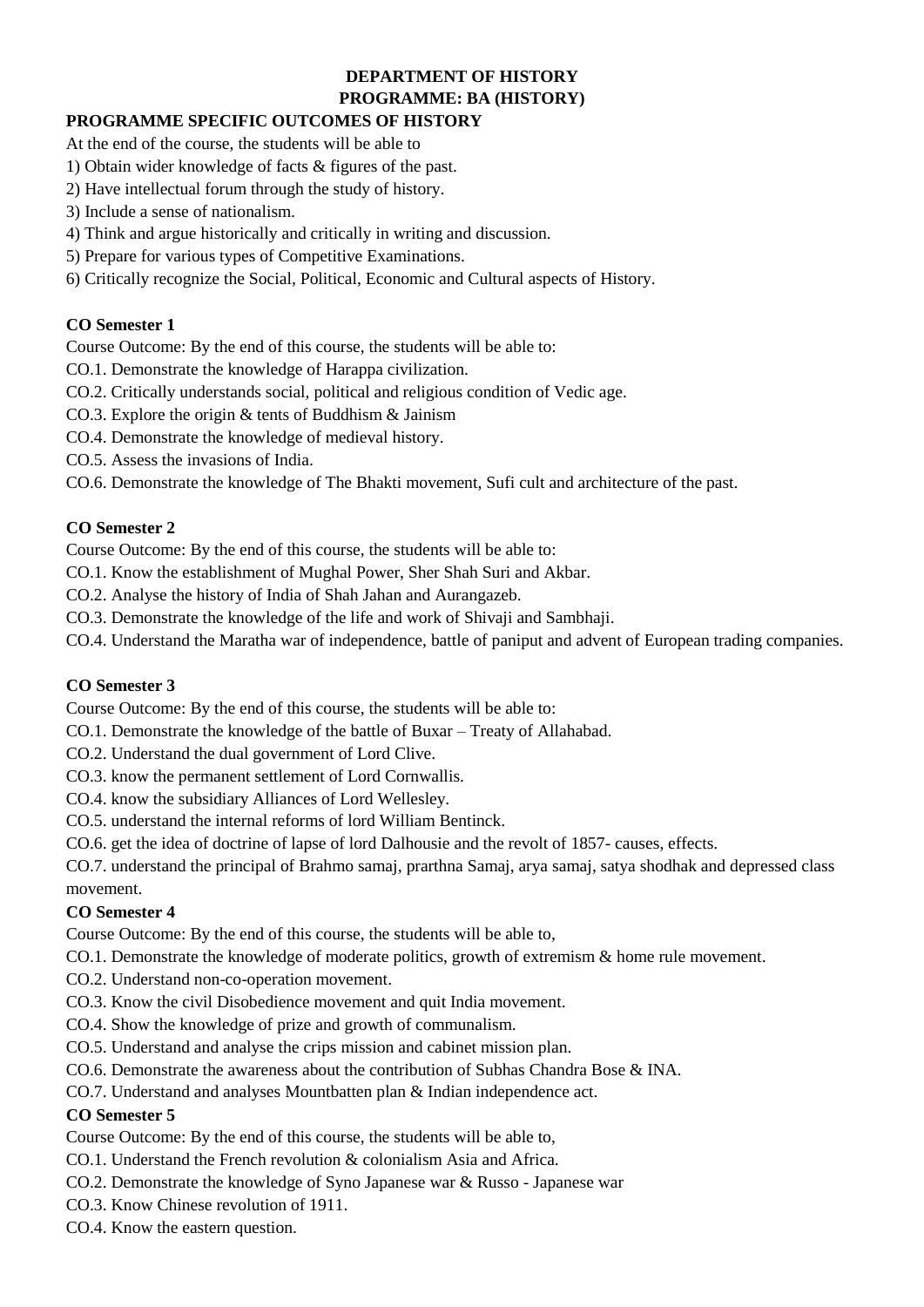# DEPARTMENT OF HISTORY
## PROGRAMME: BA (HISTORY)

**PROGRAMME SPECIFIC OUTCOMES OF HISTORY**

At the end of the course, the students will be able to

1) Obtain wider knowledge of facts & figures of the past.
2) Have intellectual forum through the study of history.
3) Include a sense of nationalism.
4) Think and argue historically and critically in writing and discussion.
5) Prepare for various types of Competitive Examinations.
6) Critically recognize the Social, Political, Economic and Cultural aspects of History.

**CO Semester 1**

Course Outcome: By the end of this course, the students will be able to:

CO.1. Demonstrate the knowledge of Harappa civilization.
CO.2. Critically understands social, political and religious condition of Vedic age.
CO.3. Explore the origin & tents of Buddhism & Jainism
CO.4. Demonstrate the knowledge of medieval history.
CO.5. Assess the invasions of India.
CO.6. Demonstrate the knowledge of The Bhakti movement, Sufi cult and architecture of the past.

**CO Semester 2**

Course Outcome: By the end of this course, the students will be able to:

CO.1. Know the establishment of Mughal Power, Sher Shah Suri and Akbar.
CO.2. Analyse the history of India of Shah Jahan and Aurangazeb.
CO.3. Demonstrate the knowledge of the life and work of Shivaji and Sambhaji.
CO.4. Understand the Maratha war of independence, battle of paniput and advent of European trading companies.

**CO Semester 3**

Course Outcome: By the end of this course, the students will be able to:

CO.1. Demonstrate the knowledge of the battle of Buxar – Treaty of Allahabad.
CO.2. Understand the dual government of Lord Clive.
CO.3. know the permanent settlement of Lord Cornwallis.
CO.4. know the subsidiary Alliances of Lord Wellesley.
CO.5. understand the internal reforms of lord William Bentinck.
CO.6. get the idea of doctrine of lapse of lord Dalhousie and the revolt of 1857- causes, effects.
CO.7. understand the principal of Brahmo samaj, prarthna Samaj, arya samaj, satya shodhak and depressed class movement.

**CO Semester 4**

Course Outcome: By the end of this course, the students will be able to,

CO.1. Demonstrate the knowledge of moderate politics, growth of extremism & home rule movement.
CO.2. Understand non-co-operation movement.
CO.3. Know the civil Disobedience movement and quit India movement.
CO.4. Show the knowledge of prize and growth of communalism.
CO.5. Understand and analyse the crips mission and cabinet mission plan.
CO.6. Demonstrate the awareness about the contribution of Subhas Chandra Bose & INA.
CO.7. Understand and analyses Mountbatten plan & Indian independence act.

**CO Semester 5**

Course Outcome: By the end of this course, the students will be able to,

CO.1. Understand the French revolution & colonialism Asia and Africa.
CO.2. Demonstrate the knowledge of Syno Japanese war & Russo - Japanese war
CO.3. Know Chinese revolution of 1911.
CO.4. Know the eastern question.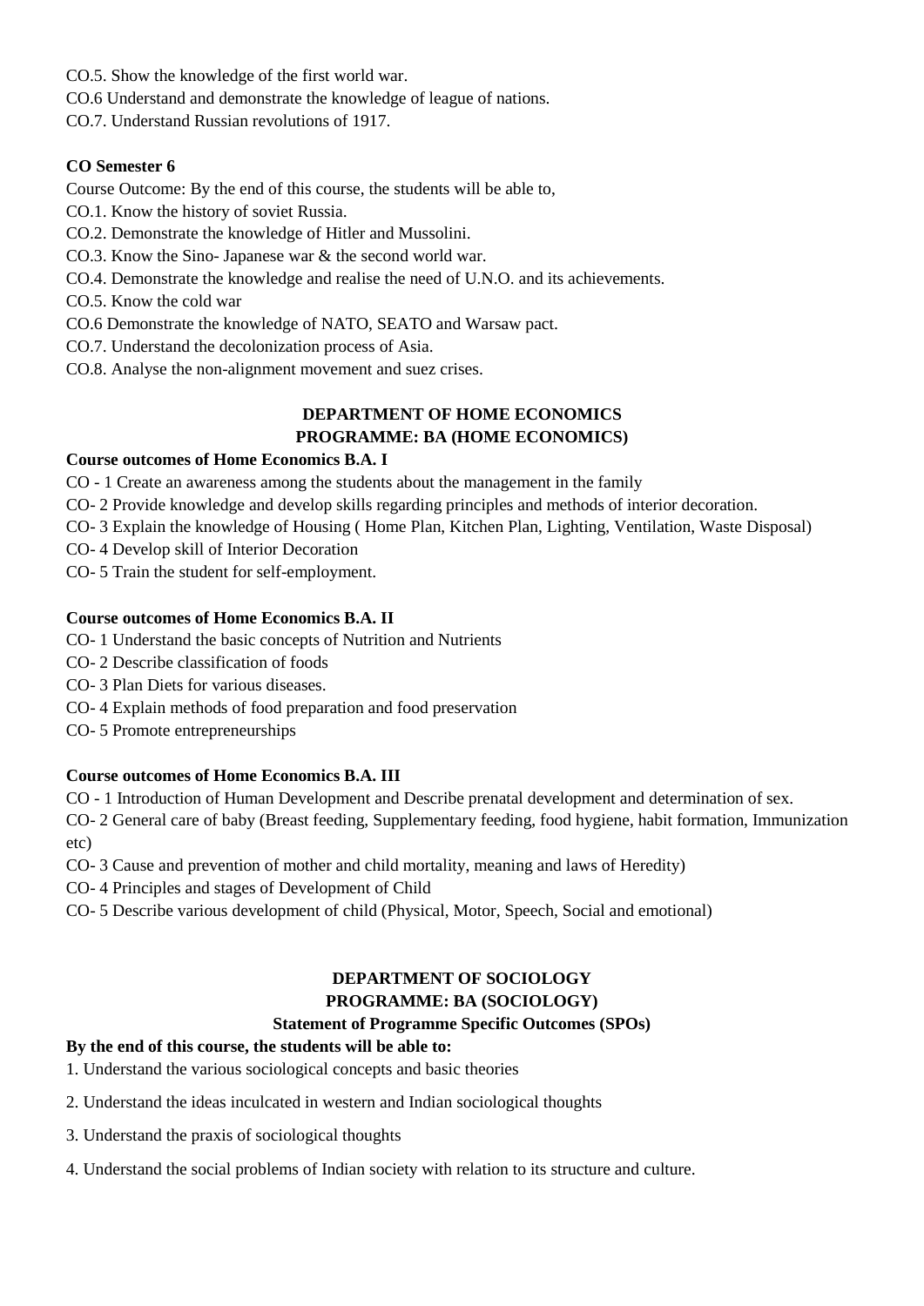CO.5. Show the knowledge of the first world war.

CO.6 Understand and demonstrate the knowledge of league of nations.

CO.7. Understand Russian revolutions of 1917.

**CO Semester 6**

Course Outcome: By the end of this course, the students will be able to,

CO.1. Know the history of soviet Russia.

CO.2. Demonstrate the knowledge of Hitler and Mussolini.

CO.3. Know the Sino- Japanese war & the second world war.

CO.4. Demonstrate the knowledge and realise the need of U.N.O. and its achievements.

CO.5. Know the cold war

CO.6 Demonstrate the knowledge of NATO, SEATO and Warsaw pact.

CO.7. Understand the decolonization process of Asia.

CO.8. Analyse the non-alignment movement and suez crises.

## DEPARTMENT OF HOME ECONOMICS
## PROGRAMME: BA (HOME ECONOMICS)

**Course outcomes of Home Economics B.A. I**

CO - 1 Create an awareness among the students about the management in the family

CO- 2 Provide knowledge and develop skills regarding principles and methods of interior decoration.

CO- 3 Explain the knowledge of Housing ( Home Plan, Kitchen Plan, Lighting, Ventilation, Waste Disposal)

CO- 4 Develop skill of Interior Decoration

CO- 5 Train the student for self-employment.

**Course outcomes of Home Economics B.A. II**

CO- 1 Understand the basic concepts of Nutrition and Nutrients

CO- 2 Describe classification of foods

CO- 3 Plan Diets for various diseases.

CO- 4 Explain methods of food preparation and food preservation

CO- 5 Promote entrepreneurships

**Course outcomes of Home Economics B.A. III**

CO - 1 Introduction of Human Development and Describe prenatal development and determination of sex.

CO- 2 General care of baby (Breast feeding, Supplementary feeding, food hygiene, habit formation, Immunization etc)

CO- 3 Cause and prevention of mother and child mortality, meaning and laws of Heredity)

CO- 4 Principles and stages of Development of Child

CO- 5 Describe various development of child (Physical, Motor, Speech, Social and emotional)

## DEPARTMENT OF SOCIOLOGY
## PROGRAMME: BA (SOCIOLOGY)
### Statement of Programme Specific Outcomes (SPOs)

**By the end of this course, the students will be able to:**

1. Understand the various sociological concepts and basic theories

2. Understand the ideas inculcated in western and Indian sociological thoughts

3. Understand the praxis of sociological thoughts

4. Understand the social problems of Indian society with relation to its structure and culture.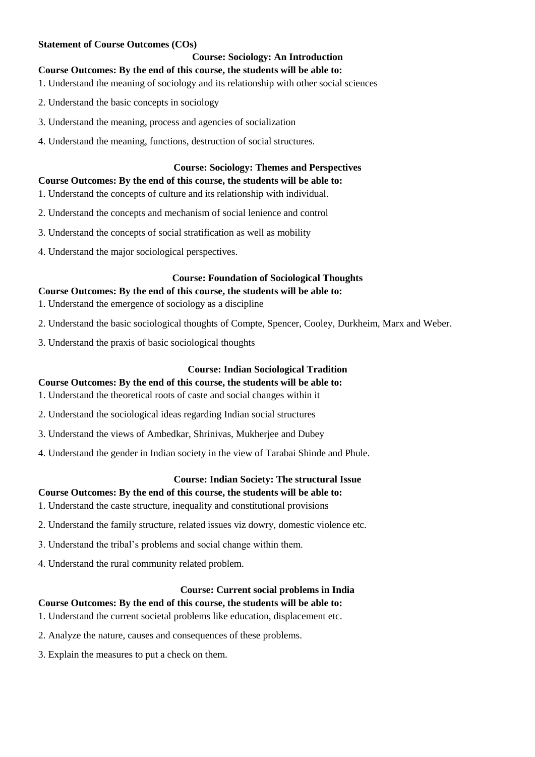**Statement of Course Outcomes (COs)**

**Course: Sociology: An Introduction**

**Course Outcomes: By the end of this course, the students will be able to:**

1. Understand the meaning of sociology and its relationship with other social sciences
2. Understand the basic concepts in sociology
3. Understand the meaning, process and agencies of socialization
4. Understand the meaning, functions, destruction of social structures.

**Course: Sociology: Themes and Perspectives**

**Course Outcomes: By the end of this course, the students will be able to:**

1. Understand the concepts of culture and its relationship with individual.
2. Understand the concepts and mechanism of social lenience and control
3. Understand the concepts of social stratification as well as mobility
4. Understand the major sociological perspectives.

**Course: Foundation of Sociological Thoughts**

**Course Outcomes: By the end of this course, the students will be able to:**

1. Understand the emergence of sociology as a discipline
2. Understand the basic sociological thoughts of Compte, Spencer, Cooley, Durkheim, Marx and Weber.
3. Understand the praxis of basic sociological thoughts

**Course: Indian Sociological Tradition**

**Course Outcomes: By the end of this course, the students will be able to:**

1. Understand the theoretical roots of caste and social changes within it
2. Understand the sociological ideas regarding Indian social structures
3. Understand the views of Ambedkar, Shrinivas, Mukherjee and Dubey
4. Understand the gender in Indian society in the view of Tarabai Shinde and Phule.

**Course: Indian Society: The structural Issue**

**Course Outcomes: By the end of this course, the students will be able to:**

1. Understand the caste structure, inequality and constitutional provisions
2. Understand the family structure, related issues viz dowry, domestic violence etc.
3. Understand the tribal's problems and social change within them.
4. Understand the rural community related problem.

**Course: Current social problems in India**

**Course Outcomes: By the end of this course, the students will be able to:**

1. Understand the current societal problems like education, displacement etc.
2. Analyze the nature, causes and consequences of these problems.
3. Explain the measures to put a check on them.